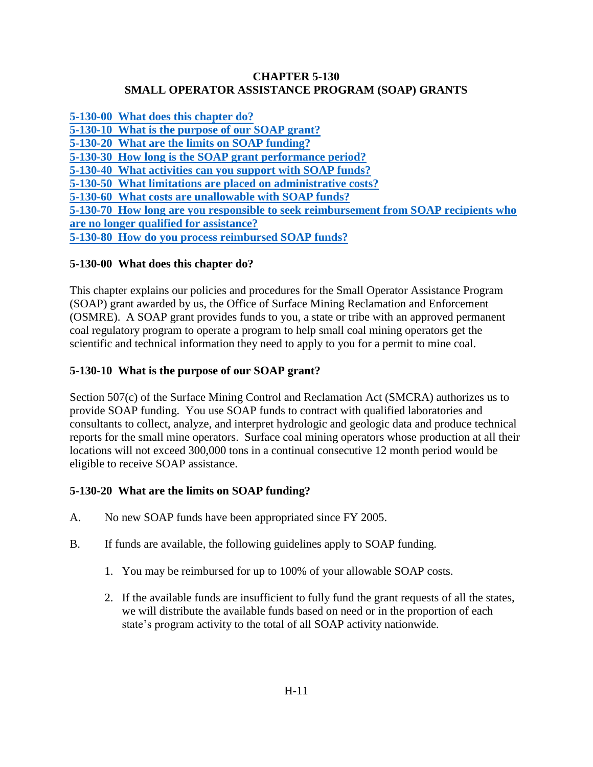# CHAPTER 5-130
# SMALL OPERATOR ASSISTANCE PROGRAM (SOAP) GRANTS

- 5-130-00 What does this chapter do?
- 5-130-10 What is the purpose of our SOAP grant?
- 5-130-20 What are the limits on SOAP funding?
- 5-130-30 How long is the SOAP grant performance period?
- 5-130-40 What activities can you support with SOAP funds?
- 5-130-50 What limitations are placed on administrative costs?
- 5-130-60 What costs are unallowable with SOAP funds?
- 5-130-70 How long are you responsible to seek reimbursement from SOAP recipients who are no longer qualified for assistance?
- 5-130-80 How do you process reimbursed SOAP funds?

## 5-130-00 What does this chapter do?

This chapter explains our policies and procedures for the Small Operator Assistance Program (SOAP) grant awarded by us, the Office of Surface Mining Reclamation and Enforcement (OSMRE). A SOAP grant provides funds to you, a state or tribe with an approved permanent coal regulatory program to operate a program to help small coal mining operators get the scientific and technical information they need to apply to you for a permit to mine coal.

## 5-130-10 What is the purpose of our SOAP grant?

Section 507(c) of the Surface Mining Control and Reclamation Act (SMCRA) authorizes us to provide SOAP funding. You use SOAP funds to contract with qualified laboratories and consultants to collect, analyze, and interpret hydrologic and geologic data and produce technical reports for the small mine operators. Surface coal mining operators whose production at all their locations will not exceed 300,000 tons in a continual consecutive 12 month period would be eligible to receive SOAP assistance.

## 5-130-20 What are the limits on SOAP funding?

A. No new SOAP funds have been appropriated since FY 2005.

B. If funds are available, the following guidelines apply to SOAP funding.

1. You may be reimbursed for up to 100% of your allowable SOAP costs.
2. If the available funds are insufficient to fully fund the grant requests of all the states, we will distribute the available funds based on need or in the proportion of each state's program activity to the total of all SOAP activity nationwide.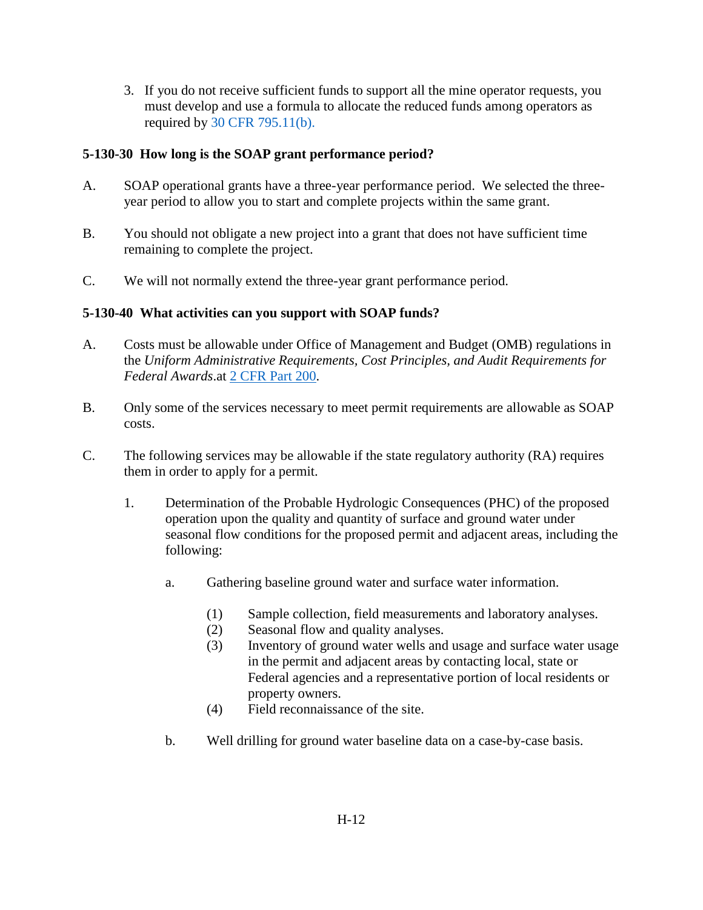3. If you do not receive sufficient funds to support all the mine operator requests, you must develop and use a formula to allocate the reduced funds among operators as required by 30 CFR 795.11(b).

### 5-130-30 How long is the SOAP grant performance period?

A. SOAP operational grants have a three-year performance period. We selected the three-year period to allow you to start and complete projects within the same grant.

B. You should not obligate a new project into a grant that does not have sufficient time remaining to complete the project.

C. We will not normally extend the three-year grant performance period.

### 5-130-40 What activities can you support with SOAP funds?

A. Costs must be allowable under Office of Management and Budget (OMB) regulations in the *Uniform Administrative Requirements, Cost Principles, and Audit Requirements for Federal Awards*.at 2 CFR Part 200.

B. Only some of the services necessary to meet permit requirements are allowable as SOAP costs.

C. The following services may be allowable if the state regulatory authority (RA) requires them in order to apply for a permit.

1. Determination of the Probable Hydrologic Consequences (PHC) of the proposed operation upon the quality and quantity of surface and ground water under seasonal flow conditions for the proposed permit and adjacent areas, including the following:

   a. Gathering baseline ground water and surface water information.

      (1) Sample collection, field measurements and laboratory analyses.
      (2) Seasonal flow and quality analyses.
      (3) Inventory of ground water wells and usage and surface water usage in the permit and adjacent areas by contacting local, state or Federal agencies and a representative portion of local residents or property owners.
      (4) Field reconnaissance of the site.

   b. Well drilling for ground water baseline data on a case-by-case basis.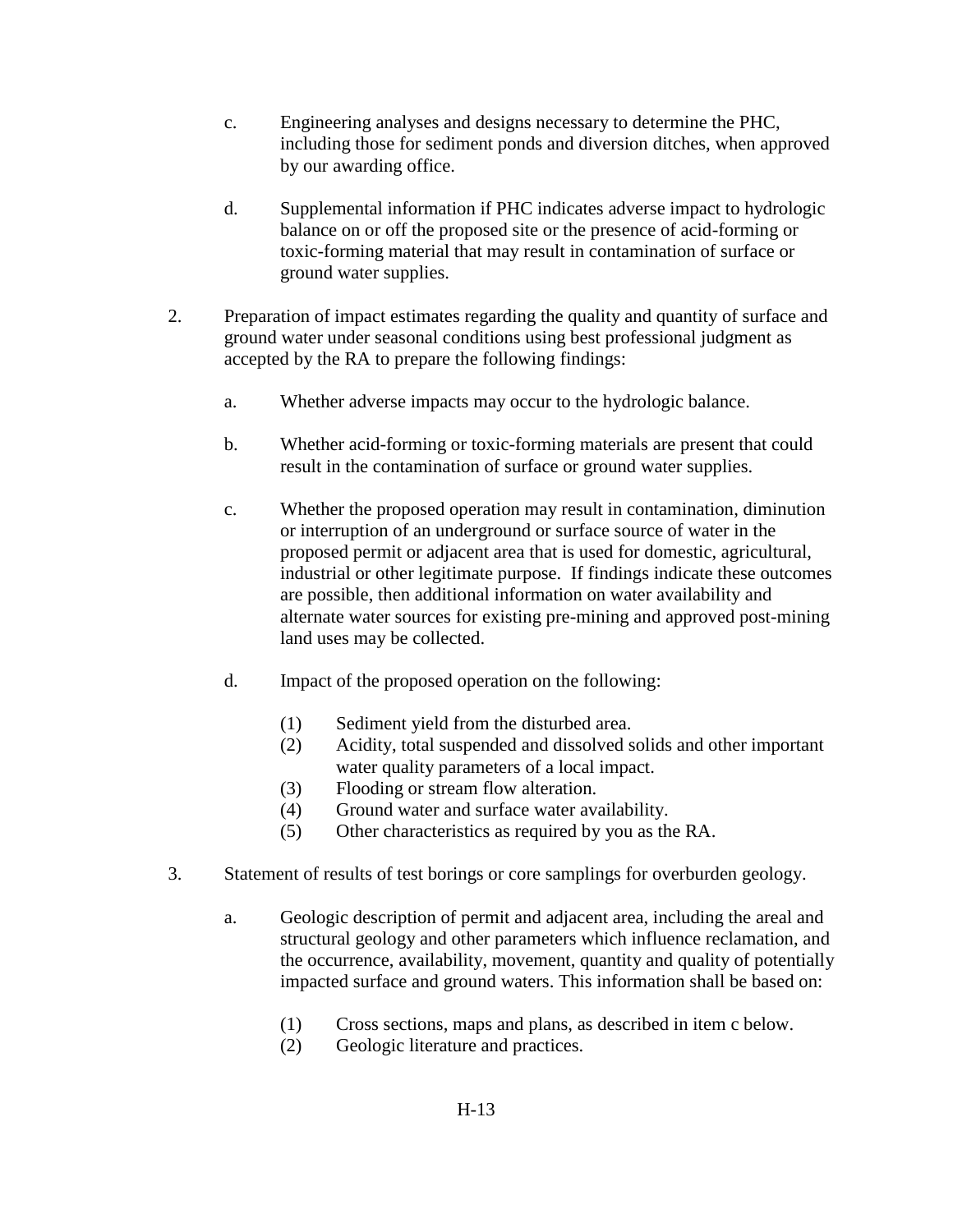c. Engineering analyses and designs necessary to determine the PHC, including those for sediment ponds and diversion ditches, when approved by our awarding office.

d. Supplemental information if PHC indicates adverse impact to hydrologic balance on or off the proposed site or the presence of acid-forming or toxic-forming material that may result in contamination of surface or ground water supplies.

2. Preparation of impact estimates regarding the quality and quantity of surface and ground water under seasonal conditions using best professional judgment as accepted by the RA to prepare the following findings:

   a. Whether adverse impacts may occur to the hydrologic balance.

   b. Whether acid-forming or toxic-forming materials are present that could result in the contamination of surface or ground water supplies.

   c. Whether the proposed operation may result in contamination, diminution or interruption of an underground or surface source of water in the proposed permit or adjacent area that is used for domestic, agricultural, industrial or other legitimate purpose. If findings indicate these outcomes are possible, then additional information on water availability and alternate water sources for existing pre-mining and approved post-mining land uses may be collected.

   d. Impact of the proposed operation on the following:

      (1) Sediment yield from the disturbed area.
      (2) Acidity, total suspended and dissolved solids and other important water quality parameters of a local impact.
      (3) Flooding or stream flow alteration.
      (4) Ground water and surface water availability.
      (5) Other characteristics as required by you as the RA.

3. Statement of results of test borings or core samplings for overburden geology.

   a. Geologic description of permit and adjacent area, including the areal and structural geology and other parameters which influence reclamation, and the occurrence, availability, movement, quantity and quality of potentially impacted surface and ground waters. This information shall be based on:

      (1) Cross sections, maps and plans, as described in item c below.
      (2) Geologic literature and practices.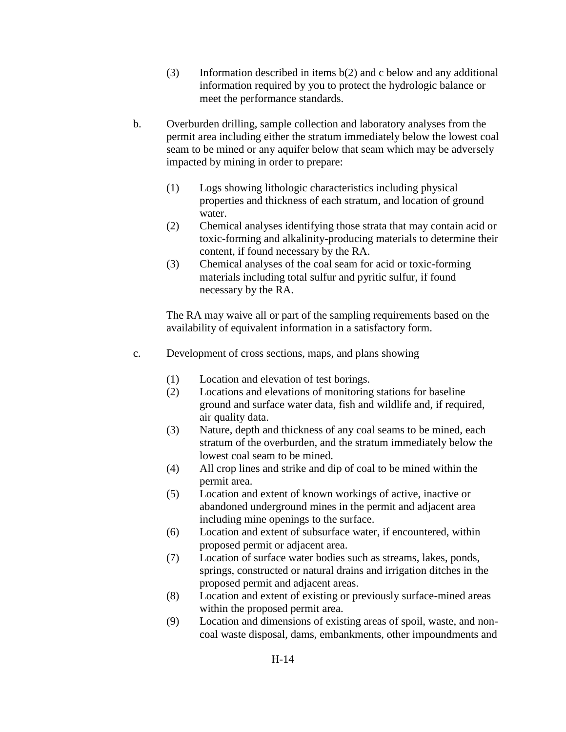(3) Information described in items b(2) and c below and any additional information required by you to protect the hydrologic balance or meet the performance standards.

b. Overburden drilling, sample collection and laboratory analyses from the permit area including either the stratum immediately below the lowest coal seam to be mined or any aquifer below that seam which may be adversely impacted by mining in order to prepare:

   (1) Logs showing lithologic characteristics including physical properties and thickness of each stratum, and location of ground water.
   (2) Chemical analyses identifying those strata that may contain acid or toxic-forming and alkalinity-producing materials to determine their content, if found necessary by the RA.
   (3) Chemical analyses of the coal seam for acid or toxic-forming materials including total sulfur and pyritic sulfur, if found necessary by the RA.

   The RA may waive all or part of the sampling requirements based on the availability of equivalent information in a satisfactory form.

c. Development of cross sections, maps, and plans showing

   (1) Location and elevation of test borings.
   (2) Locations and elevations of monitoring stations for baseline ground and surface water data, fish and wildlife and, if required, air quality data.
   (3) Nature, depth and thickness of any coal seams to be mined, each stratum of the overburden, and the stratum immediately below the lowest coal seam to be mined.
   (4) All crop lines and strike and dip of coal to be mined within the permit area.
   (5) Location and extent of known workings of active, inactive or abandoned underground mines in the permit and adjacent area including mine openings to the surface.
   (6) Location and extent of subsurface water, if encountered, within proposed permit or adjacent area.
   (7) Location of surface water bodies such as streams, lakes, ponds, springs, constructed or natural drains and irrigation ditches in the proposed permit and adjacent areas.
   (8) Location and extent of existing or previously surface-mined areas within the proposed permit area.
   (9) Location and dimensions of existing areas of spoil, waste, and non-coal waste disposal, dams, embankments, other impoundments and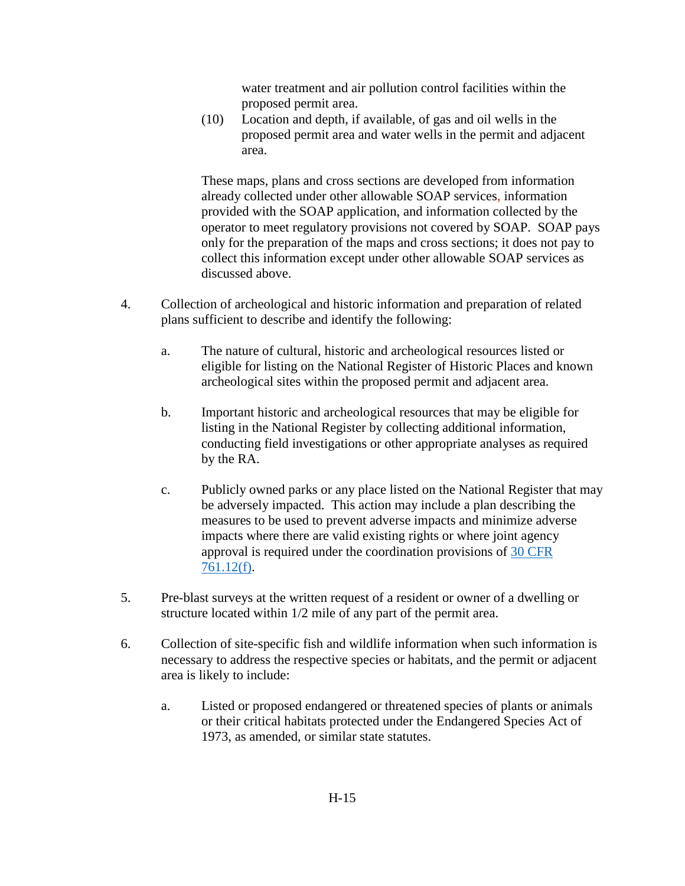water treatment and air pollution control facilities within the proposed permit area.

(10) Location and depth, if available, of gas and oil wells in the proposed permit area and water wells in the permit and adjacent area.

These maps, plans and cross sections are developed from information already collected under other allowable SOAP services, information provided with the SOAP application, and information collected by the operator to meet regulatory provisions not covered by SOAP. SOAP pays only for the preparation of the maps and cross sections; it does not pay to collect this information except under other allowable SOAP services as discussed above.

4. Collection of archeological and historic information and preparation of related plans sufficient to describe and identify the following:

   a. The nature of cultural, historic and archeological resources listed or eligible for listing on the National Register of Historic Places and known archeological sites within the proposed permit and adjacent area.

   b. Important historic and archeological resources that may be eligible for listing in the National Register by collecting additional information, conducting field investigations or other appropriate analyses as required by the RA.

   c. Publicly owned parks or any place listed on the National Register that may be adversely impacted. This action may include a plan describing the measures to be used to prevent adverse impacts and minimize adverse impacts where there are valid existing rights or where joint agency approval is required under the coordination provisions of 30 CFR 761.12(f).

5. Pre-blast surveys at the written request of a resident or owner of a dwelling or structure located within 1/2 mile of any part of the permit area.

6. Collection of site-specific fish and wildlife information when such information is necessary to address the respective species or habitats, and the permit or adjacent area is likely to include:

   a. Listed or proposed endangered or threatened species of plants or animals or their critical habitats protected under the Endangered Species Act of 1973, as amended, or similar state statutes.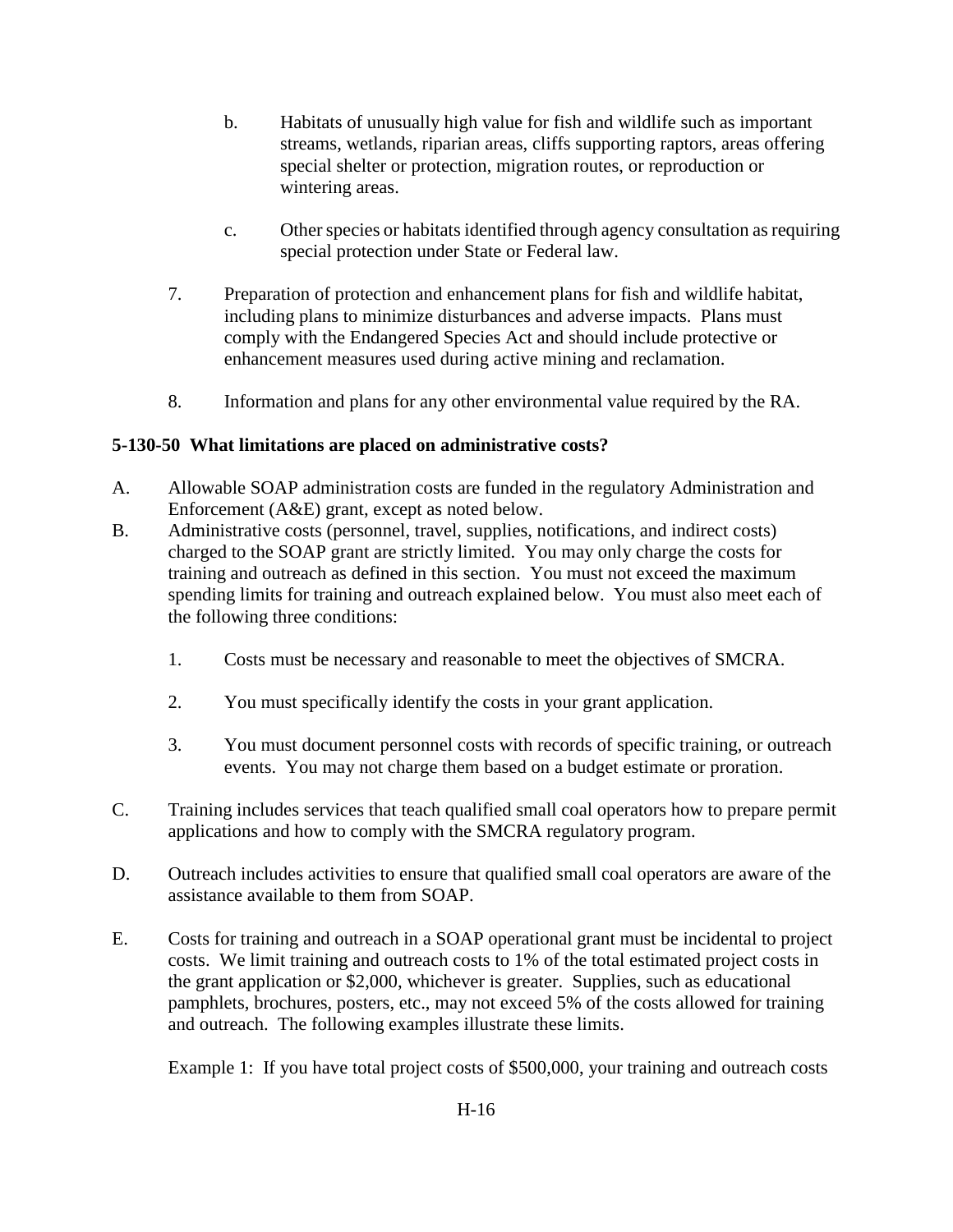b. Habitats of unusually high value for fish and wildlife such as important streams, wetlands, riparian areas, cliffs supporting raptors, areas offering special shelter or protection, migration routes, or reproduction or wintering areas.

c. Other species or habitats identified through agency consultation as requiring special protection under State or Federal law.

7. Preparation of protection and enhancement plans for fish and wildlife habitat, including plans to minimize disturbances and adverse impacts. Plans must comply with the Endangered Species Act and should include protective or enhancement measures used during active mining and reclamation.

8. Information and plans for any other environmental value required by the RA.

**5-130-50 What limitations are placed on administrative costs?**

A. Allowable SOAP administration costs are funded in the regulatory Administration and Enforcement (A&E) grant, except as noted below.

B. Administrative costs (personnel, travel, supplies, notifications, and indirect costs) charged to the SOAP grant are strictly limited. You may only charge the costs for training and outreach as defined in this section. You must not exceed the maximum spending limits for training and outreach explained below. You must also meet each of the following three conditions:

1. Costs must be necessary and reasonable to meet the objectives of SMCRA.

2. You must specifically identify the costs in your grant application.

3. You must document personnel costs with records of specific training, or outreach events. You may not charge them based on a budget estimate or proration.

C. Training includes services that teach qualified small coal operators how to prepare permit applications and how to comply with the SMCRA regulatory program.

D. Outreach includes activities to ensure that qualified small coal operators are aware of the assistance available to them from SOAP.

E. Costs for training and outreach in a SOAP operational grant must be incidental to project costs. We limit training and outreach costs to 1% of the total estimated project costs in the grant application or $2,000, whichever is greater. Supplies, such as educational pamphlets, brochures, posters, etc., may not exceed 5% of the costs allowed for training and outreach. The following examples illustrate these limits.

Example 1: If you have total project costs of $500,000, your training and outreach costs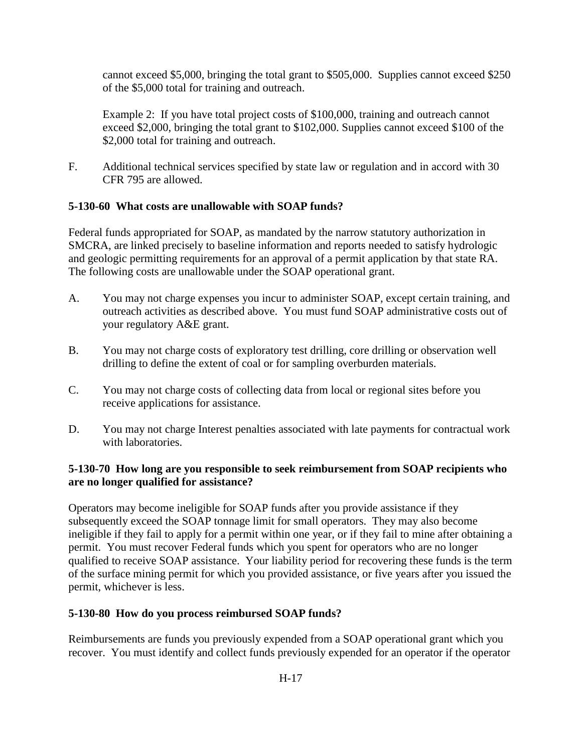cannot exceed $5,000, bringing the total grant to $505,000. Supplies cannot exceed $250 of the $5,000 total for training and outreach.

Example 2: If you have total project costs of $100,000, training and outreach cannot exceed $2,000, bringing the total grant to $102,000. Supplies cannot exceed $100 of the $2,000 total for training and outreach.

F. Additional technical services specified by state law or regulation and in accord with 30 CFR 795 are allowed.

**5-130-60 What costs are unallowable with SOAP funds?**

Federal funds appropriated for SOAP, as mandated by the narrow statutory authorization in SMCRA, are linked precisely to baseline information and reports needed to satisfy hydrologic and geologic permitting requirements for an approval of a permit application by that state RA. The following costs are unallowable under the SOAP operational grant.

A. You may not charge expenses you incur to administer SOAP, except certain training, and outreach activities as described above. You must fund SOAP administrative costs out of your regulatory A&E grant.

B. You may not charge costs of exploratory test drilling, core drilling or observation well drilling to define the extent of coal or for sampling overburden materials.

C. You may not charge costs of collecting data from local or regional sites before you receive applications for assistance.

D. You may not charge Interest penalties associated with late payments for contractual work with laboratories.

**5-130-70 How long are you responsible to seek reimbursement from SOAP recipients who are no longer qualified for assistance?**

Operators may become ineligible for SOAP funds after you provide assistance if they subsequently exceed the SOAP tonnage limit for small operators. They may also become ineligible if they fail to apply for a permit within one year, or if they fail to mine after obtaining a permit. You must recover Federal funds which you spent for operators who are no longer qualified to receive SOAP assistance. Your liability period for recovering these funds is the term of the surface mining permit for which you provided assistance, or five years after you issued the permit, whichever is less.

**5-130-80 How do you process reimbursed SOAP funds?**

Reimbursements are funds you previously expended from a SOAP operational grant which you recover. You must identify and collect funds previously expended for an operator if the operator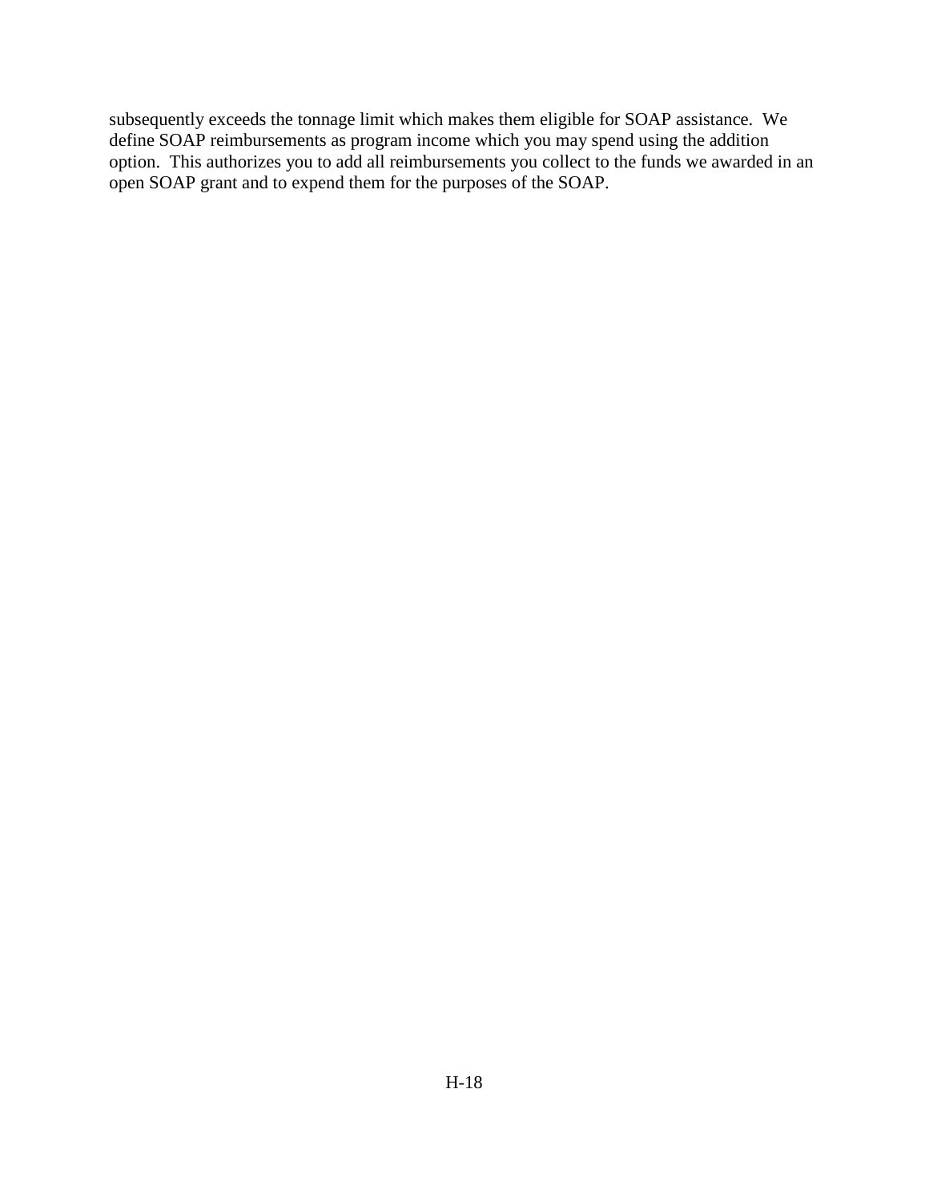subsequently exceeds the tonnage limit which makes them eligible for SOAP assistance. We define SOAP reimbursements as program income which you may spend using the addition option. This authorizes you to add all reimbursements you collect to the funds we awarded in an open SOAP grant and to expend them for the purposes of the SOAP.